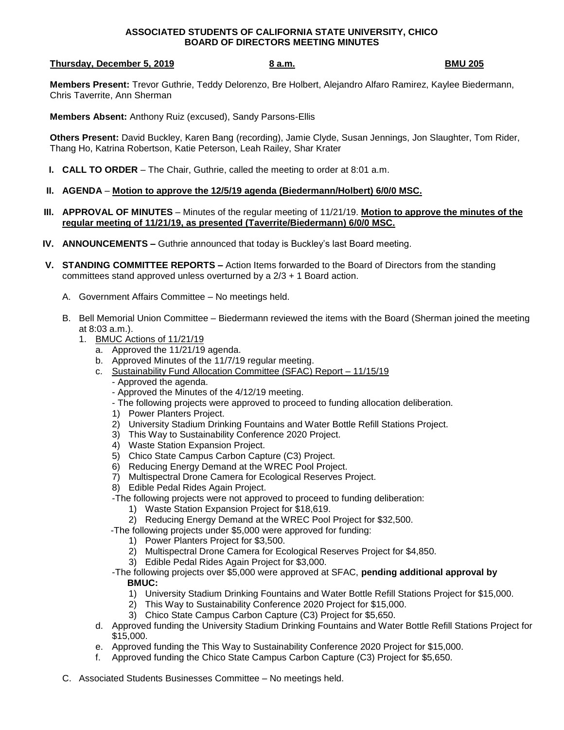**ASSOCIATED STUDENTS OF CALIFORNIA STATE UNIVERSITY, CHICO**
**BOARD OF DIRECTORS MEETING MINUTES**

**Thursday, December 5, 2019** | **8 a.m.** | **BMU 205**

**Members Present:** Trevor Guthrie, Teddy Delorenzo, Bre Holbert, Alejandro Alfaro Ramirez, Kaylee Biedermann, Chris Taverrite, Ann Sherman

**Members Absent:** Anthony Ruiz (excused), Sandy Parsons-Ellis

**Others Present:** David Buckley, Karen Bang (recording), Jamie Clyde, Susan Jennings, Jon Slaughter, Tom Rider, Thang Ho, Katrina Robertson, Katie Peterson, Leah Railey, Shar Krater

I. **CALL TO ORDER** – The Chair, Guthrie, called the meeting to order at 8:01 a.m.

II. **AGENDA** – **Motion to approve the 12/5/19 agenda (Biedermann/Holbert) 6/0/0 MSC.**

III. **APPROVAL OF MINUTES** – Minutes of the regular meeting of 11/21/19. **Motion to approve the minutes of the regular meeting of 11/21/19, as presented (Taverrite/Biedermann) 6/0/0 MSC.**

IV. **ANNOUNCEMENTS –** Guthrie announced that today is Buckley's last Board meeting.

V. **STANDING COMMITTEE REPORTS –** Action Items forwarded to the Board of Directors from the standing committees stand approved unless overturned by a 2/3 + 1 Board action.

   A. Government Affairs Committee – No meetings held.

   B. Bell Memorial Union Committee – Biedermann reviewed the items with the Board (Sherman joined the meeting at 8:03 a.m.).

      1. BMUC Actions of 11/21/19
         a. Approved the 11/21/19 agenda.
         b. Approved Minutes of the 11/7/19 regular meeting.
         c. Sustainability Fund Allocation Committee (SFAC) Report – 11/15/19
            - Approved the agenda.
            - Approved the Minutes of the 4/12/19 meeting.
            - The following projects were approved to proceed to funding allocation deliberation.
            1) Power Planters Project.
            2) University Stadium Drinking Fountains and Water Bottle Refill Stations Project.
            3) This Way to Sustainability Conference 2020 Project.
            4) Waste Station Expansion Project.
            5) Chico State Campus Carbon Capture (C3) Project.
            6) Reducing Energy Demand at the WREC Pool Project.
            7) Multispectral Drone Camera for Ecological Reserves Project.
            8) Edible Pedal Rides Again Project.
            -The following projects were not approved to proceed to funding deliberation:
               1) Waste Station Expansion Project for $18,619.
               2) Reducing Energy Demand at the WREC Pool Project for $32,500.
            -The following projects under $5,000 were approved for funding:
               1) Power Planters Project for $3,500.
               2) Multispectral Drone Camera for Ecological Reserves Project for $4,850.
               3) Edible Pedal Rides Again Project for $3,000.
            -The following projects over $5,000 were approved at SFAC, **pending additional approval by BMUC:**
               1) University Stadium Drinking Fountains and Water Bottle Refill Stations Project for $15,000.
               2) This Way to Sustainability Conference 2020 Project for $15,000.
               3) Chico State Campus Carbon Capture (C3) Project for $5,650.
         d. Approved funding the University Stadium Drinking Fountains and Water Bottle Refill Stations Project for $15,000.
         e. Approved funding the This Way to Sustainability Conference 2020 Project for $15,000.
         f. Approved funding the Chico State Campus Carbon Capture (C3) Project for $5,650.

   C. Associated Students Businesses Committee – No meetings held.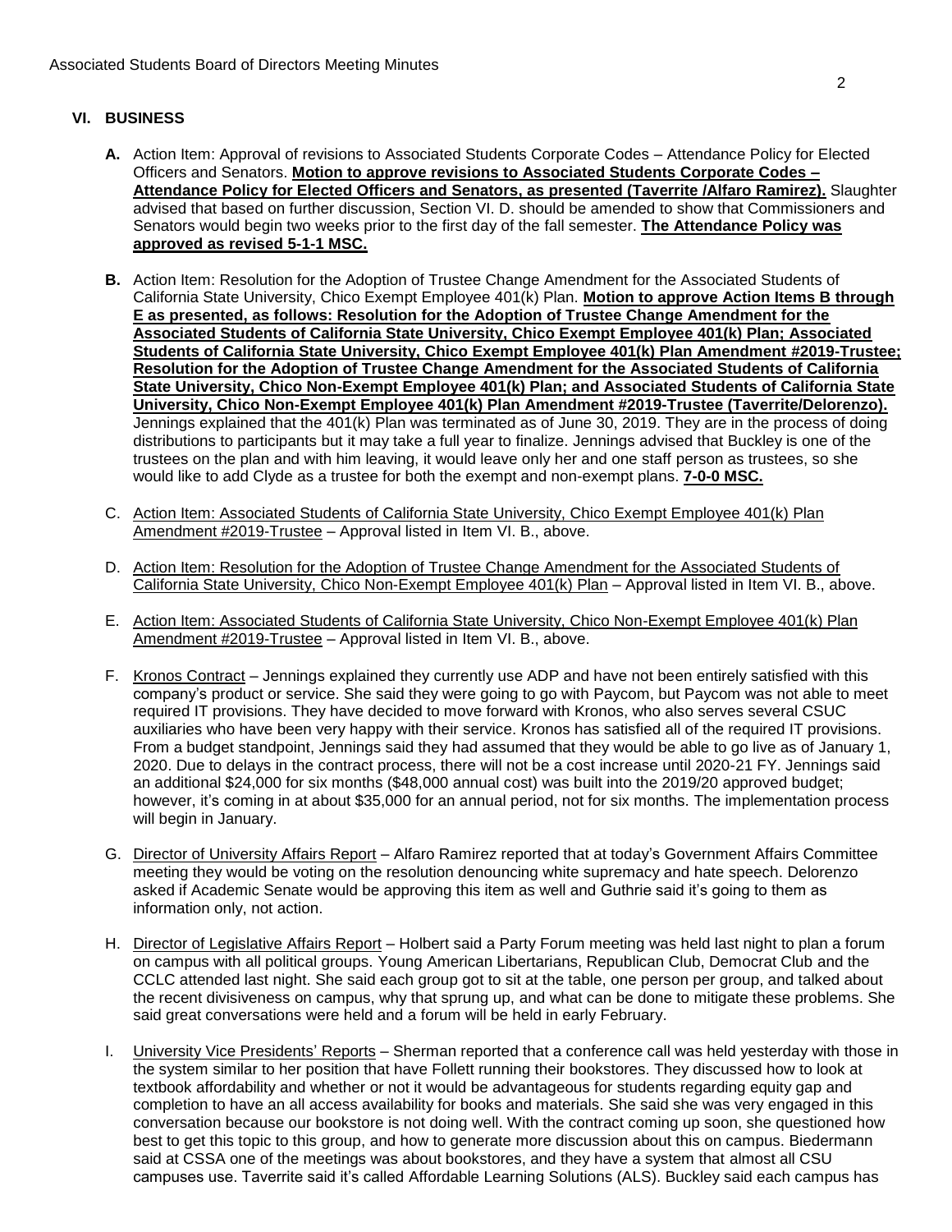## VI. BUSINESS

**A.** Action Item: Approval of revisions to Associated Students Corporate Codes – Attendance Policy for Elected Officers and Senators. **Motion to approve revisions to Associated Students Corporate Codes – Attendance Policy for Elected Officers and Senators, as presented (Taverrite /Alfaro Ramirez).** Slaughter advised that based on further discussion, Section VI. D. should be amended to show that Commissioners and Senators would begin two weeks prior to the first day of the fall semester. **The Attendance Policy was approved as revised 5-1-1 MSC.**

**B.** Action Item: Resolution for the Adoption of Trustee Change Amendment for the Associated Students of California State University, Chico Exempt Employee 401(k) Plan. **Motion to approve Action Items B through E as presented, as follows: Resolution for the Adoption of Trustee Change Amendment for the Associated Students of California State University, Chico Exempt Employee 401(k) Plan; Associated Students of California State University, Chico Exempt Employee 401(k) Plan Amendment #2019-Trustee; Resolution for the Adoption of Trustee Change Amendment for the Associated Students of California State University, Chico Non-Exempt Employee 401(k) Plan; and Associated Students of California State University, Chico Non-Exempt Employee 401(k) Plan Amendment #2019-Trustee (Taverrite/Delorenzo).** Jennings explained that the 401(k) Plan was terminated as of June 30, 2019. They are in the process of doing distributions to participants but it may take a full year to finalize. Jennings advised that Buckley is one of the trustees on the plan and with him leaving, it would leave only her and one staff person as trustees, so she would like to add Clyde as a trustee for both the exempt and non-exempt plans. **7-0-0 MSC.**

C. Action Item: Associated Students of California State University, Chico Exempt Employee 401(k) Plan Amendment #2019-Trustee – Approval listed in Item VI. B., above.

D. Action Item: Resolution for the Adoption of Trustee Change Amendment for the Associated Students of California State University, Chico Non-Exempt Employee 401(k) Plan – Approval listed in Item VI. B., above.

E. Action Item: Associated Students of California State University, Chico Non-Exempt Employee 401(k) Plan Amendment #2019-Trustee – Approval listed in Item VI. B., above.

F. Kronos Contract – Jennings explained they currently use ADP and have not been entirely satisfied with this company's product or service. She said they were going to go with Paycom, but Paycom was not able to meet required IT provisions. They have decided to move forward with Kronos, who also serves several CSUC auxiliaries who have been very happy with their service. Kronos has satisfied all of the required IT provisions. From a budget standpoint, Jennings said they had assumed that they would be able to go live as of January 1, 2020. Due to delays in the contract process, there will not be a cost increase until 2020-21 FY. Jennings said an additional $24,000 for six months ($48,000 annual cost) was built into the 2019/20 approved budget; however, it's coming in at about $35,000 for an annual period, not for six months. The implementation process will begin in January.

G. Director of University Affairs Report – Alfaro Ramirez reported that at today's Government Affairs Committee meeting they would be voting on the resolution denouncing white supremacy and hate speech. Delorenzo asked if Academic Senate would be approving this item as well and Guthrie said it's going to them as information only, not action.

H. Director of Legislative Affairs Report – Holbert said a Party Forum meeting was held last night to plan a forum on campus with all political groups. Young American Libertarians, Republican Club, Democrat Club and the CCLC attended last night. She said each group got to sit at the table, one person per group, and talked about the recent divisiveness on campus, why that sprung up, and what can be done to mitigate these problems. She said great conversations were held and a forum will be held in early February.

I. University Vice Presidents' Reports – Sherman reported that a conference call was held yesterday with those in the system similar to her position that have Follett running their bookstores. They discussed how to look at textbook affordability and whether or not it would be advantageous for students regarding equity gap and completion to have an all access availability for books and materials. She said she was very engaged in this conversation because our bookstore is not doing well. With the contract coming up soon, she questioned how best to get this topic to this group, and how to generate more discussion about this on campus. Biedermann said at CSSA one of the meetings was about bookstores, and they have a system that almost all CSU campuses use. Taverrite said it's called Affordable Learning Solutions (ALS). Buckley said each campus has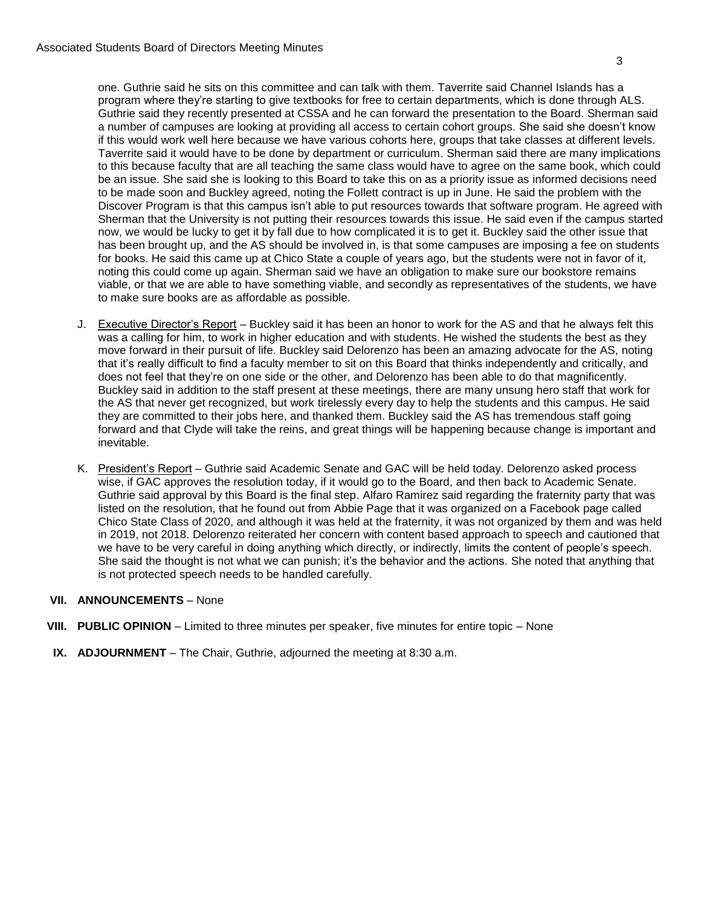one. Guthrie said he sits on this committee and can talk with them. Taverrite said Channel Islands has a program where they're starting to give textbooks for free to certain departments, which is done through ALS. Guthrie said they recently presented at CSSA and he can forward the presentation to the Board. Sherman said a number of campuses are looking at providing all access to certain cohort groups. She said she doesn't know if this would work well here because we have various cohorts here, groups that take classes at different levels. Taverrite said it would have to be done by department or curriculum. Sherman said there are many implications to this because faculty that are all teaching the same class would have to agree on the same book, which could be an issue. She said she is looking to this Board to take this on as a priority issue as informed decisions need to be made soon and Buckley agreed, noting the Follett contract is up in June. He said the problem with the Discover Program is that this campus isn't able to put resources towards that software program. He agreed with Sherman that the University is not putting their resources towards this issue. He said even if the campus started now, we would be lucky to get it by fall due to how complicated it is to get it. Buckley said the other issue that has been brought up, and the AS should be involved in, is that some campuses are imposing a fee on students for books. He said this came up at Chico State a couple of years ago, but the students were not in favor of it, noting this could come up again. Sherman said we have an obligation to make sure our bookstore remains viable, or that we are able to have something viable, and secondly as representatives of the students, we have to make sure books are as affordable as possible.

J. Executive Director's Report – Buckley said it has been an honor to work for the AS and that he always felt this was a calling for him, to work in higher education and with students. He wished the students the best as they move forward in their pursuit of life. Buckley said Delorenzo has been an amazing advocate for the AS, noting that it's really difficult to find a faculty member to sit on this Board that thinks independently and critically, and does not feel that they're on one side or the other, and Delorenzo has been able to do that magnificently. Buckley said in addition to the staff present at these meetings, there are many unsung hero staff that work for the AS that never get recognized, but work tirelessly every day to help the students and this campus. He said they are committed to their jobs here, and thanked them. Buckley said the AS has tremendous staff going forward and that Clyde will take the reins, and great things will be happening because change is important and inevitable.

K. President's Report – Guthrie said Academic Senate and GAC will be held today. Delorenzo asked process wise, if GAC approves the resolution today, if it would go to the Board, and then back to Academic Senate. Guthrie said approval by this Board is the final step. Alfaro Ramirez said regarding the fraternity party that was listed on the resolution, that he found out from Abbie Page that it was organized on a Facebook page called Chico State Class of 2020, and although it was held at the fraternity, it was not organized by them and was held in 2019, not 2018. Delorenzo reiterated her concern with content based approach to speech and cautioned that we have to be very careful in doing anything which directly, or indirectly, limits the content of people's speech. She said the thought is not what we can punish; it's the behavior and the actions. She noted that anything that is not protected speech needs to be handled carefully.

**VII. ANNOUNCEMENTS** – None

**VIII. PUBLIC OPINION** – Limited to three minutes per speaker, five minutes for entire topic – None

**IX. ADJOURNMENT** – The Chair, Guthrie, adjourned the meeting at 8:30 a.m.